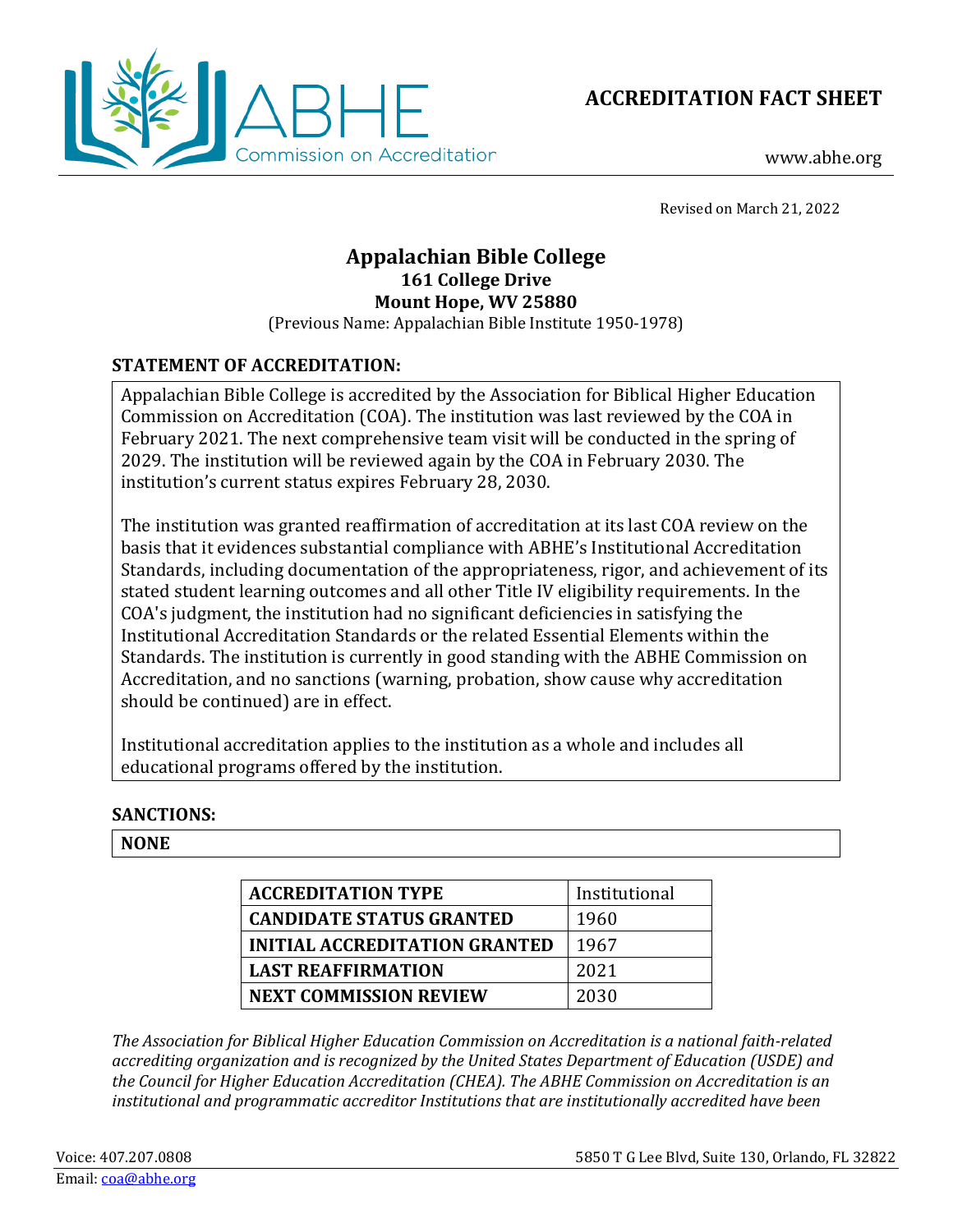**ABHE Commission on Accreditation**

# ACCREDITATION FACT SHEET

www.abhe.org

Revised on March 21, 2022

## Appalachian Bible College

**161 College Drive**
**Mount Hope, WV 25880**
(Previous Name: Appalachian Bible Institute 1950-1978)

### STATEMENT OF ACCREDITATION:

Appalachian Bible College is accredited by the Association for Biblical Higher Education Commission on Accreditation (COA). The institution was last reviewed by the COA in February 2021. The next comprehensive team visit will be conducted in the spring of 2029. The institution will be reviewed again by the COA in February 2030. The institution's current status expires February 28, 2030.

The institution was granted reaffirmation of accreditation at its last COA review on the basis that it evidences substantial compliance with ABHE's Institutional Accreditation Standards, including documentation of the appropriateness, rigor, and achievement of its stated student learning outcomes and all other Title IV eligibility requirements. In the COA's judgment, the institution had no significant deficiencies in satisfying the Institutional Accreditation Standards or the related Essential Elements within the Standards. The institution is currently in good standing with the ABHE Commission on Accreditation, and no sanctions (warning, probation, show cause why accreditation should be continued) are in effect.

Institutional accreditation applies to the institution as a whole and includes all educational programs offered by the institution.

### SANCTIONS:

**NONE**

| | |
|---|---|
| **ACCREDITATION TYPE** | Institutional |
| **CANDIDATE STATUS GRANTED** | 1960 |
| **INITIAL ACCREDITATION GRANTED** | 1967 |
| **LAST REAFFIRMATION** | 2021 |
| **NEXT COMMISSION REVIEW** | 2030 |

*The Association for Biblical Higher Education Commission on Accreditation is a national faith-related accrediting organization and is recognized by the United States Department of Education (USDE) and the Council for Higher Education Accreditation (CHEA). The ABHE Commission on Accreditation is an institutional and programmatic accreditor Institutions that are institutionally accredited have been*

Voice: 407.207.0808
Email: coa@abhe.org
5850 T G Lee Blvd, Suite 130, Orlando, FL 32822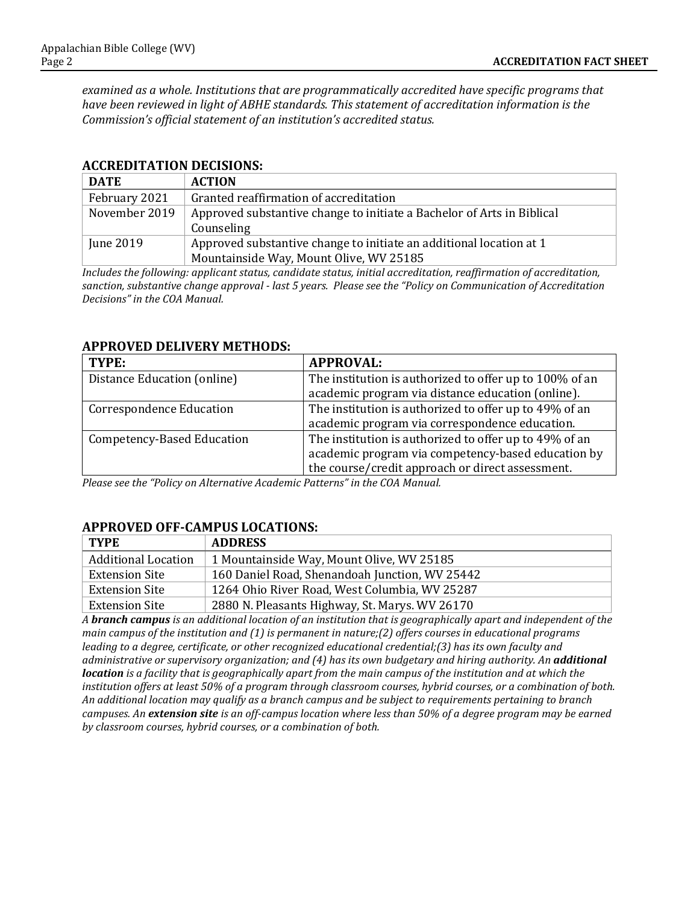*examined as a whole. Institutions that are programmatically accredited have specific programs that have been reviewed in light of ABHE standards. This statement of accreditation information is the Commission's official statement of an institution's accredited status.*

## ACCREDITATION DECISIONS:

| DATE | ACTION |
|---|---|
| February 2021 | Granted reaffirmation of accreditation |
| November 2019 | Approved substantive change to initiate a Bachelor of Arts in Biblical Counseling |
| June 2019 | Approved substantive change to initiate an additional location at 1 Mountainside Way, Mount Olive, WV 25185 |

*Includes the following: applicant status, candidate status, initial accreditation, reaffirmation of accreditation, sanction, substantive change approval - last 5 years. Please see the "Policy on Communication of Accreditation Decisions" in the COA Manual.*

## APPROVED DELIVERY METHODS:

| TYPE: | APPROVAL: |
|---|---|
| Distance Education (online) | The institution is authorized to offer up to 100% of an academic program via distance education (online). |
| Correspondence Education | The institution is authorized to offer up to 49% of an academic program via correspondence education. |
| Competency-Based Education | The institution is authorized to offer up to 49% of an academic program via competency-based education by the course/credit approach or direct assessment. |

*Please see the "Policy on Alternative Academic Patterns" in the COA Manual.*

## APPROVED OFF-CAMPUS LOCATIONS:

| TYPE | ADDRESS |
|---|---|
| Additional Location | 1 Mountainside Way, Mount Olive, WV 25185 |
| Extension Site | 160 Daniel Road, Shenandoah Junction, WV 25442 |
| Extension Site | 1264 Ohio River Road, West Columbia, WV 25287 |
| Extension Site | 2880 N. Pleasants Highway, St. Marys. WV 26170 |

*A **branch campus** is an additional location of an institution that is geographically apart and independent of the main campus of the institution and (1) is permanent in nature;(2) offers courses in educational programs leading to a degree, certificate, or other recognized educational credential;(3) has its own faculty and administrative or supervisory organization; and (4) has its own budgetary and hiring authority. An **additional location** is a facility that is geographically apart from the main campus of the institution and at which the institution offers at least 50% of a program through classroom courses, hybrid courses, or a combination of both. An additional location may qualify as a branch campus and be subject to requirements pertaining to branch campuses. An **extension site** is an off-campus location where less than 50% of a degree program may be earned by classroom courses, hybrid courses, or a combination of both.*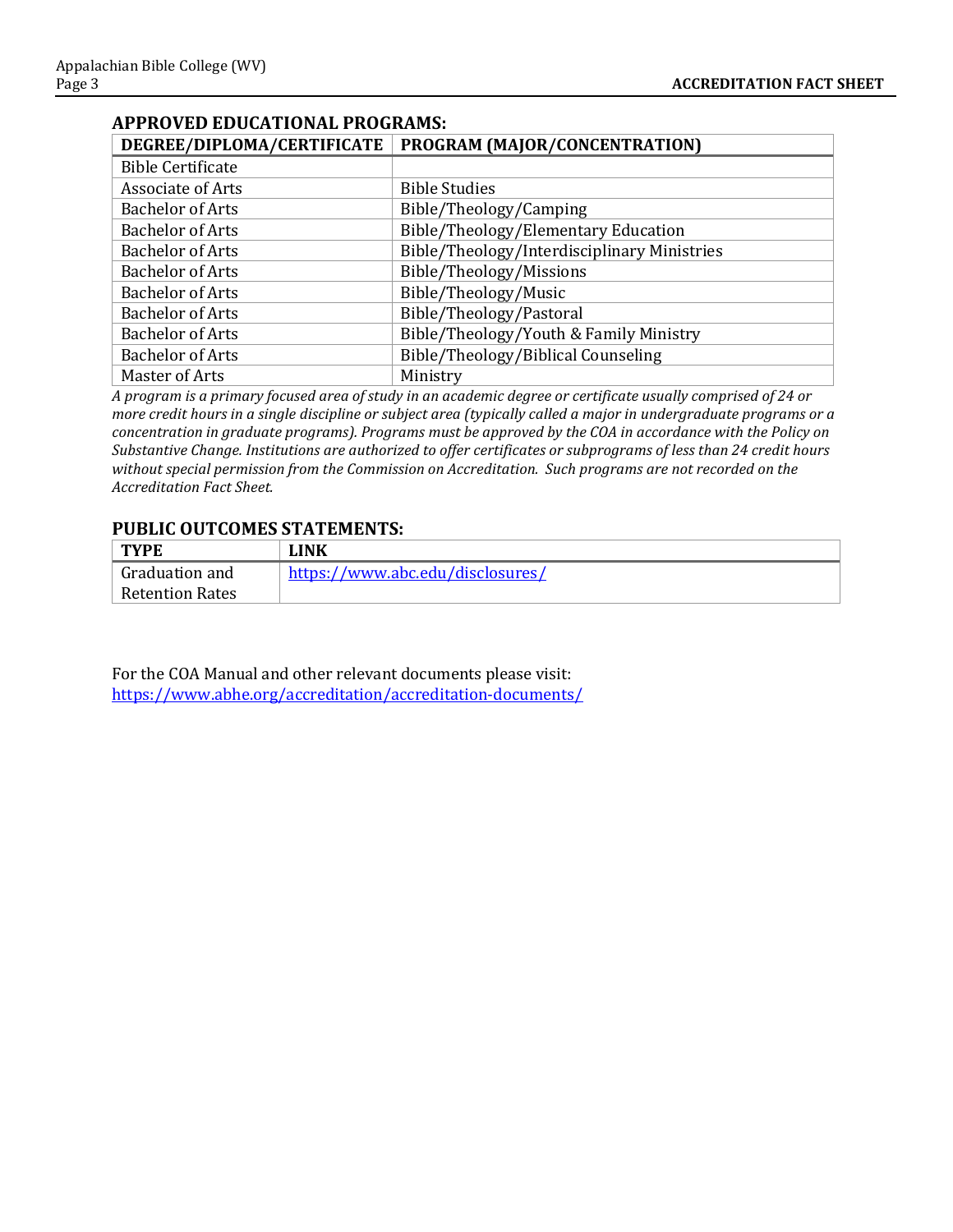## APPROVED EDUCATIONAL PROGRAMS:

| DEGREE/DIPLOMA/CERTIFICATE | PROGRAM (MAJOR/CONCENTRATION) |
|---|---|
| Bible Certificate | |
| Associate of Arts | Bible Studies |
| Bachelor of Arts | Bible/Theology/Camping |
| Bachelor of Arts | Bible/Theology/Elementary Education |
| Bachelor of Arts | Bible/Theology/Interdisciplinary Ministries |
| Bachelor of Arts | Bible/Theology/Missions |
| Bachelor of Arts | Bible/Theology/Music |
| Bachelor of Arts | Bible/Theology/Pastoral |
| Bachelor of Arts | Bible/Theology/Youth & Family Ministry |
| Bachelor of Arts | Bible/Theology/Biblical Counseling |
| Master of Arts | Ministry |

*A program is a primary focused area of study in an academic degree or certificate usually comprised of 24 or more credit hours in a single discipline or subject area (typically called a major in undergraduate programs or a concentration in graduate programs). Programs must be approved by the COA in accordance with the Policy on Substantive Change. Institutions are authorized to offer certificates or subprograms of less than 24 credit hours without special permission from the Commission on Accreditation. Such programs are not recorded on the Accreditation Fact Sheet.*

## PUBLIC OUTCOMES STATEMENTS:

| TYPE | LINK |
|---|---|
| Graduation and Retention Rates | https://www.abc.edu/disclosures/ |

For the COA Manual and other relevant documents please visit:
https://www.abhe.org/accreditation/accreditation-documents/